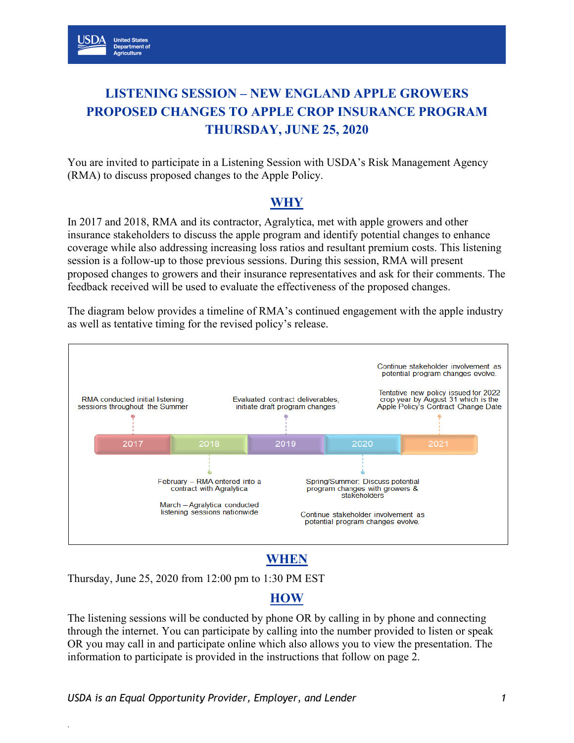# LISTENING SESSION – NEW ENGLAND APPLE GROWERS PROPOSED CHANGES TO APPLE CROP INSURANCE PROGRAM THURSDAY, JUNE 25, 2020

You are invited to participate in a Listening Session with USDA's Risk Management Agency (RMA) to discuss proposed changes to the Apple Policy.

## WHY

In 2017 and 2018, RMA and its contractor, Agralytica, met with apple growers and other insurance stakeholders to discuss the apple program and identify potential changes to enhance coverage while also addressing increasing loss ratios and resultant premium costs. This listening session is a follow-up to those previous sessions. During this session, RMA will present proposed changes to growers and their insurance representatives and ask for their comments. The feedback received will be used to evaluate the effectiveness of the proposed changes.

The diagram below provides a timeline of RMA's continued engagement with the apple industry as well as tentative timing for the revised policy's release.

- **2017**: RMA conducted initial listening sessions throughout the Summer
- **2018**: February – RMA entered into a contract with Agralytica; March – Agralytica conducted listening sessions nationwide
- **2019**: Evaluated contract deliverables, initiate draft program changes
- **2020**: Spring/Summer: Discuss potential program changes with growers & stakeholders; Continue stakeholder involvement as potential program changes evolve.
- **2021**: Continue stakeholder involvement as potential program changes evolve. Tentative new policy issued for 2022 crop year by August 31 which is the Apple Policy's Contract Change Date

## WHEN

Thursday, June 25, 2020 from 12:00 pm to 1:30 PM EST

## HOW

The listening sessions will be conducted by phone OR by calling in by phone and connecting through the internet. You can participate by calling into the number provided to listen or speak OR you may call in and participate online which also allows you to view the presentation. The information to participate is provided in the instructions that follow on page 2.

*USDA is an Equal Opportunity Provider, Employer, and Lender*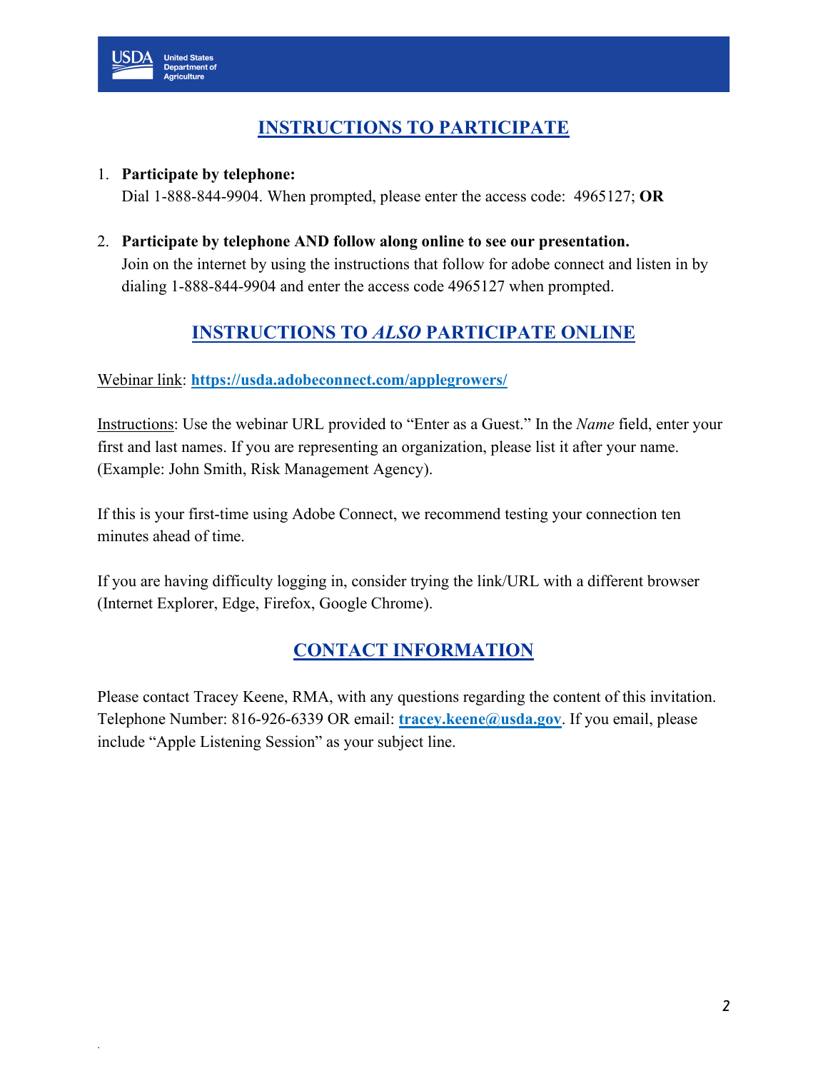## INSTRUCTIONS TO PARTICIPATE

1. **Participate by telephone:**
   Dial 1-888-844-9904. When prompted, please enter the access code: 4965127; **OR**

2. **Participate by telephone AND follow along online to see our presentation.**
   Join on the internet by using the instructions that follow for adobe connect and listen in by dialing 1-888-844-9904 and enter the access code 4965127 when prompted.

## INSTRUCTIONS TO *ALSO* PARTICIPATE ONLINE

Webinar link: **https://usda.adobeconnect.com/applegrowers/**

Instructions: Use the webinar URL provided to "Enter as a Guest." In the *Name* field, enter your first and last names. If you are representing an organization, please list it after your name. (Example: John Smith, Risk Management Agency).

If this is your first-time using Adobe Connect, we recommend testing your connection ten minutes ahead of time.

If you are having difficulty logging in, consider trying the link/URL with a different browser (Internet Explorer, Edge, Firefox, Google Chrome).

## CONTACT INFORMATION

Please contact Tracey Keene, RMA, with any questions regarding the content of this invitation. Telephone Number: 816-926-6339 OR email: **tracey.keene@usda.gov**. If you email, please include "Apple Listening Session" as your subject line.